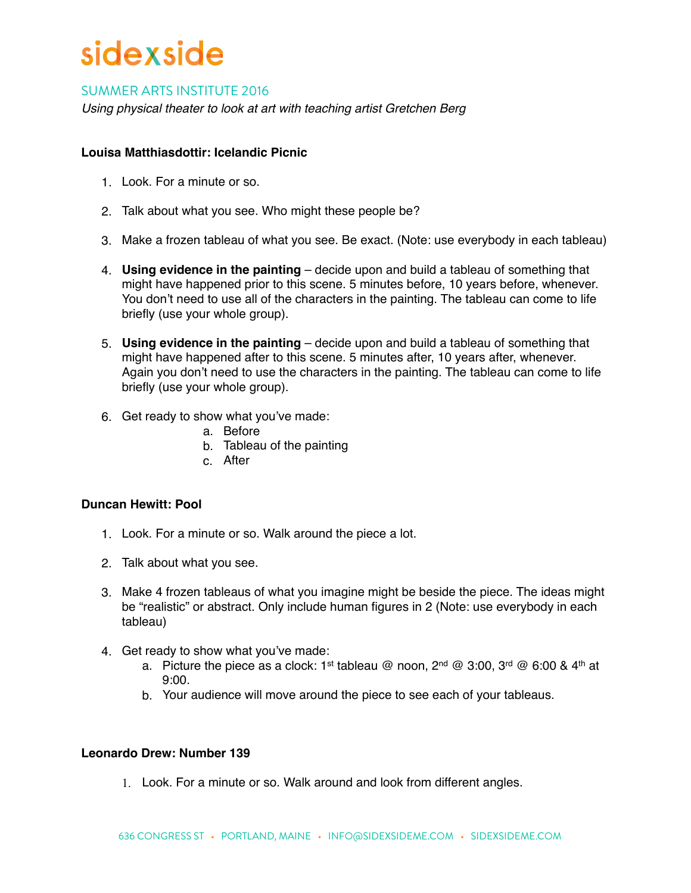# sidexside

## SUMMER ARTS INSTITUTE 2016

*Using physical theater to look at art with teaching artist Gretchen Berg*

**Louisa Matthiasdottir: Icelandic Picnic**

1. Look. For a minute or so.
2. Talk about what you see. Who might these people be?
3. Make a frozen tableau of what you see. Be exact. (Note: use everybody in each tableau)
4. **Using evidence in the painting** – decide upon and build a tableau of something that might have happened prior to this scene. 5 minutes before, 10 years before, whenever. You don't need to use all of the characters in the painting. The tableau can come to life briefly (use your whole group).
5. **Using evidence in the painting** – decide upon and build a tableau of something that might have happened after to this scene. 5 minutes after, 10 years after, whenever. Again you don't need to use the characters in the painting. The tableau can come to life briefly (use your whole group).
6. Get ready to show what you've made:
   a. Before
   b. Tableau of the painting
   c. After

**Duncan Hewitt: Pool**

1. Look. For a minute or so. Walk around the piece a lot.
2. Talk about what you see.
3. Make 4 frozen tableaus of what you imagine might be beside the piece. The ideas might be "realistic" or abstract. Only include human figures in 2 (Note: use everybody in each tableau)
4. Get ready to show what you've made:
   a. Picture the piece as a clock: 1st tableau @ noon, 2nd @ 3:00, 3rd @ 6:00 & 4th at 9:00.
   b. Your audience will move around the piece to see each of your tableaus.

**Leonardo Drew: Number 139**

1. Look. For a minute or so. Walk around and look from different angles.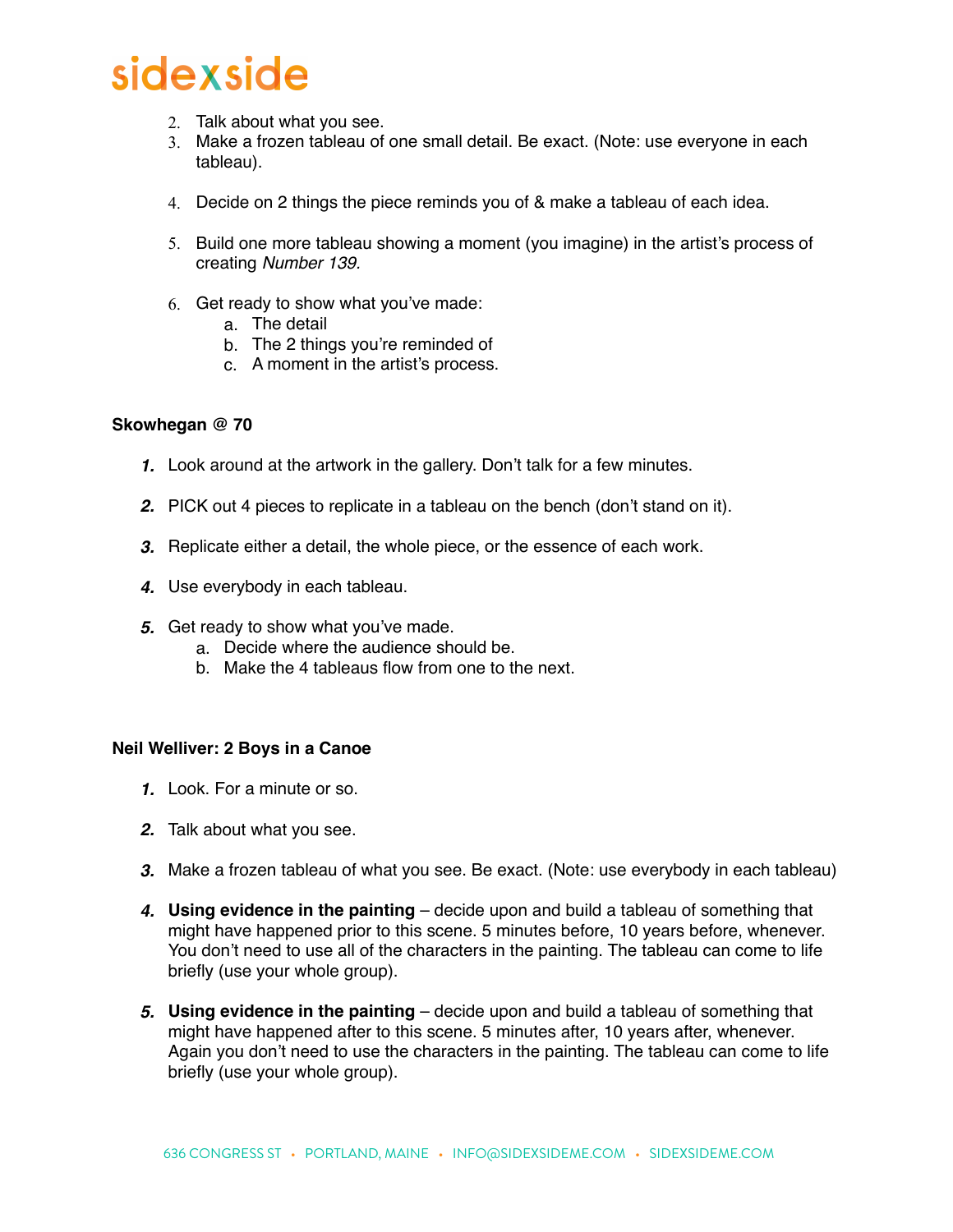2. Talk about what you see.
3. Make a frozen tableau of one small detail. Be exact. (Note: use everyone in each tableau).

4. Decide on 2 things the piece reminds you of & make a tableau of each idea.

5. Build one more tableau showing a moment (you imagine) in the artist's process of creating *Number 139.*

6. Get ready to show what you've made:
   a. The detail
   b. The 2 things you're reminded of
   c. A moment in the artist's process.

**Skowhegan @ 70**

1. Look around at the artwork in the gallery. Don't talk for a few minutes.

2. PICK out 4 pieces to replicate in a tableau on the bench (don't stand on it).

3. Replicate either a detail, the whole piece, or the essence of each work.

4. Use everybody in each tableau.

5. Get ready to show what you've made.
   a. Decide where the audience should be.
   b. Make the 4 tableaus flow from one to the next.

**Neil Welliver: 2 Boys in a Canoe**

1. Look. For a minute or so.

2. Talk about what you see.

3. Make a frozen tableau of what you see. Be exact. (Note: use everybody in each tableau)

4. **Using evidence in the painting** – decide upon and build a tableau of something that might have happened prior to this scene. 5 minutes before, 10 years before, whenever. You don't need to use all of the characters in the painting. The tableau can come to life briefly (use your whole group).

5. **Using evidence in the painting** – decide upon and build a tableau of something that might have happened after to this scene. 5 minutes after, 10 years after, whenever. Again you don't need to use the characters in the painting. The tableau can come to life briefly (use your whole group).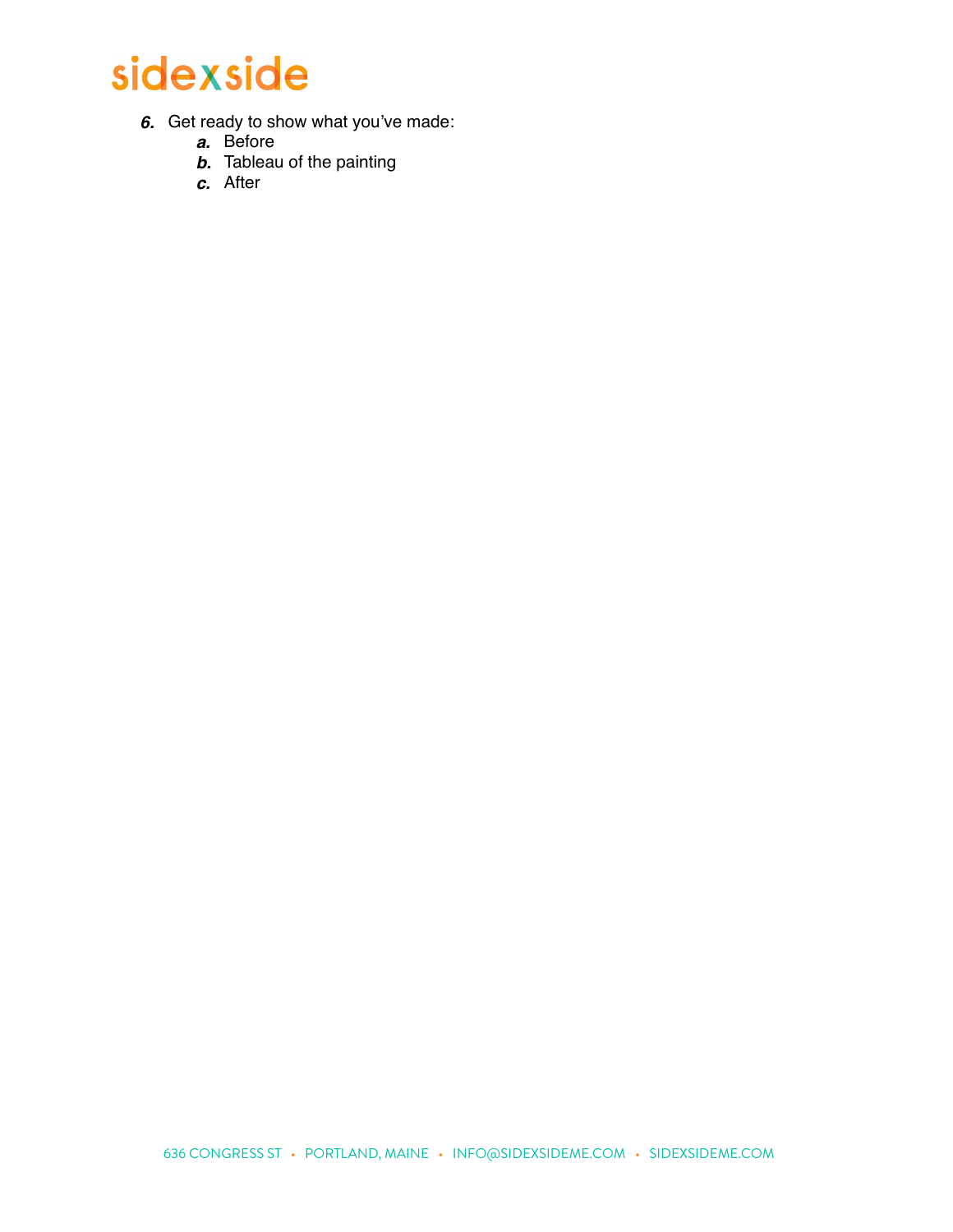6. Get ready to show what you've made:
    a. Before
    b. Tableau of the painting
    c. After